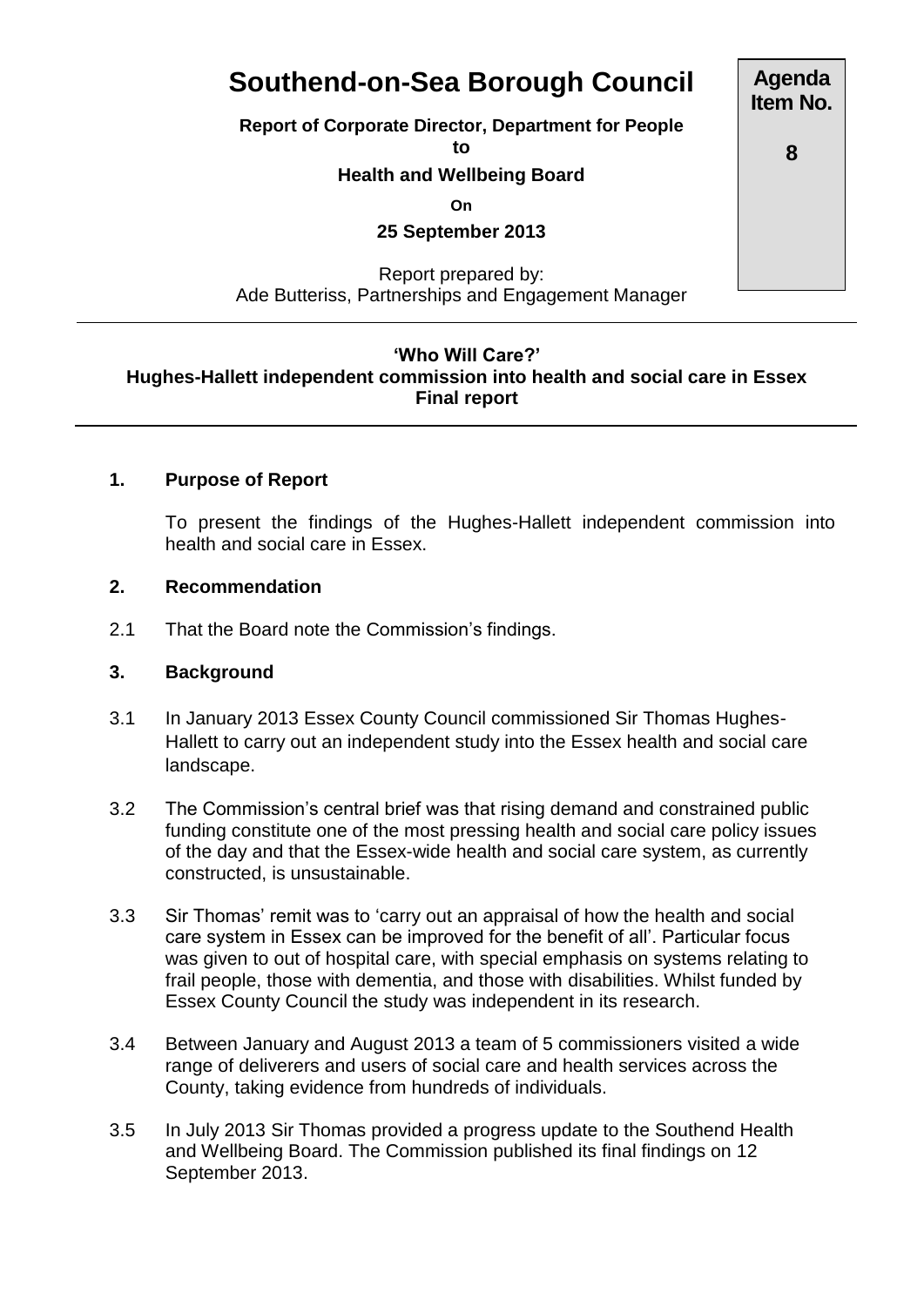# Southend-on-Sea Borough Council

**Agenda Item No.**

**8**

**Report of Corporate Director, Department for People**

**to**

**Health and Wellbeing Board**

**On**

**25 September 2013**

Report prepared by:
Ade Butteriss, Partnerships and Engagement Manager

---

**'Who Will Care?'**
**Hughes-Hallett independent commission into health and social care in Essex**
**Final report**

---

## 1. Purpose of Report

To present the findings of the Hughes-Hallett independent commission into health and social care in Essex.

## 2. Recommendation

2.1 That the Board note the Commission's findings.

## 3. Background

3.1 In January 2013 Essex County Council commissioned Sir Thomas Hughes-Hallett to carry out an independent study into the Essex health and social care landscape.

3.2 The Commission's central brief was that rising demand and constrained public funding constitute one of the most pressing health and social care policy issues of the day and that the Essex-wide health and social care system, as currently constructed, is unsustainable.

3.3 Sir Thomas' remit was to 'carry out an appraisal of how the health and social care system in Essex can be improved for the benefit of all'. Particular focus was given to out of hospital care, with special emphasis on systems relating to frail people, those with dementia, and those with disabilities. Whilst funded by Essex County Council the study was independent in its research.

3.4 Between January and August 2013 a team of 5 commissioners visited a wide range of deliverers and users of social care and health services across the County, taking evidence from hundreds of individuals.

3.5 In July 2013 Sir Thomas provided a progress update to the Southend Health and Wellbeing Board. The Commission published its final findings on 12 September 2013.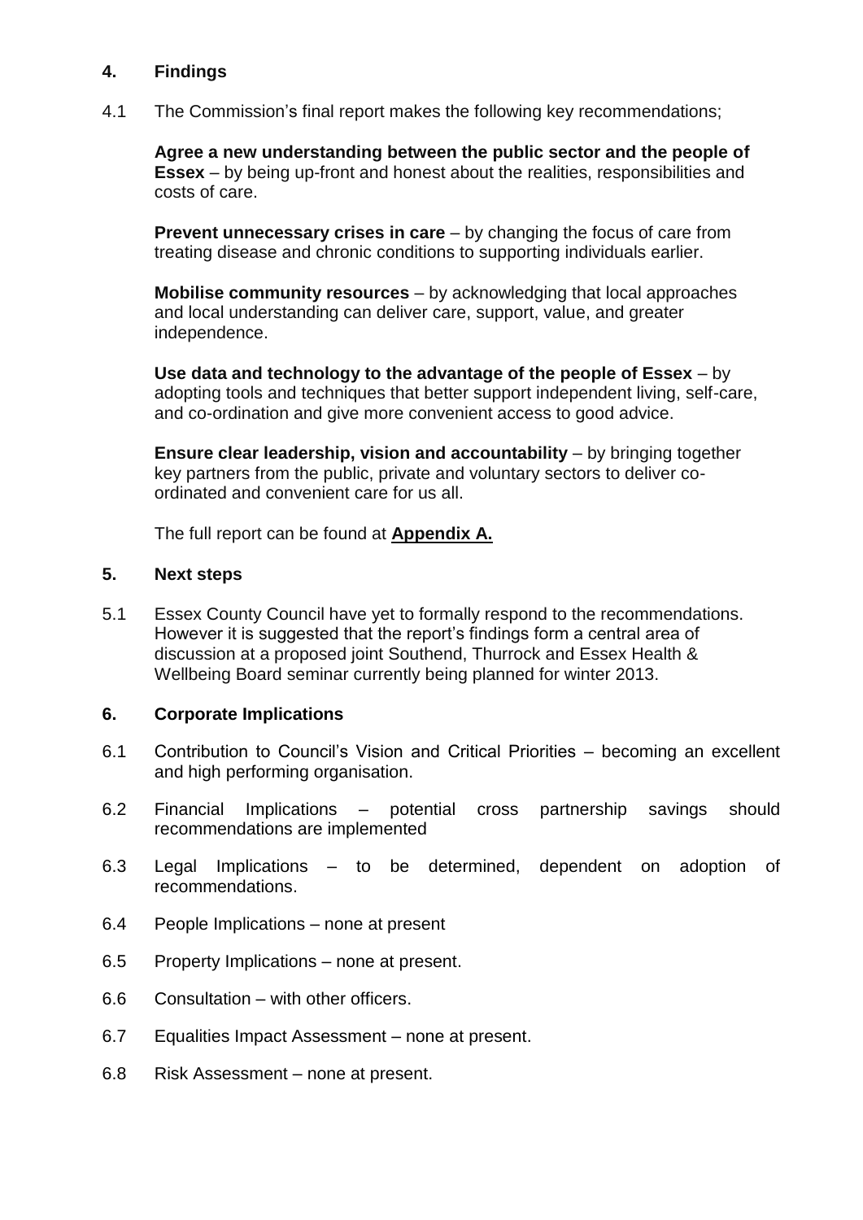## 4. Findings

4.1 The Commission's final report makes the following key recommendations;

**Agree a new understanding between the public sector and the people of Essex** – by being up-front and honest about the realities, responsibilities and costs of care.

**Prevent unnecessary crises in care** – by changing the focus of care from treating disease and chronic conditions to supporting individuals earlier.

**Mobilise community resources** – by acknowledging that local approaches and local understanding can deliver care, support, value, and greater independence.

**Use data and technology to the advantage of the people of Essex** – by adopting tools and techniques that better support independent living, self-care, and co-ordination and give more convenient access to good advice.

**Ensure clear leadership, vision and accountability** – by bringing together key partners from the public, private and voluntary sectors to deliver co-ordinated and convenient care for us all.

The full report can be found at **Appendix A.**

## 5. Next steps

5.1 Essex County Council have yet to formally respond to the recommendations. However it is suggested that the report's findings form a central area of discussion at a proposed joint Southend, Thurrock and Essex Health & Wellbeing Board seminar currently being planned for winter 2013.

## 6. Corporate Implications

6.1 Contribution to Council's Vision and Critical Priorities – becoming an excellent and high performing organisation.

6.2 Financial Implications – potential cross partnership savings should recommendations are implemented

6.3 Legal Implications – to be determined, dependent on adoption of recommendations.

6.4 People Implications – none at present

6.5 Property Implications – none at present.

6.6 Consultation – with other officers.

6.7 Equalities Impact Assessment – none at present.

6.8 Risk Assessment – none at present.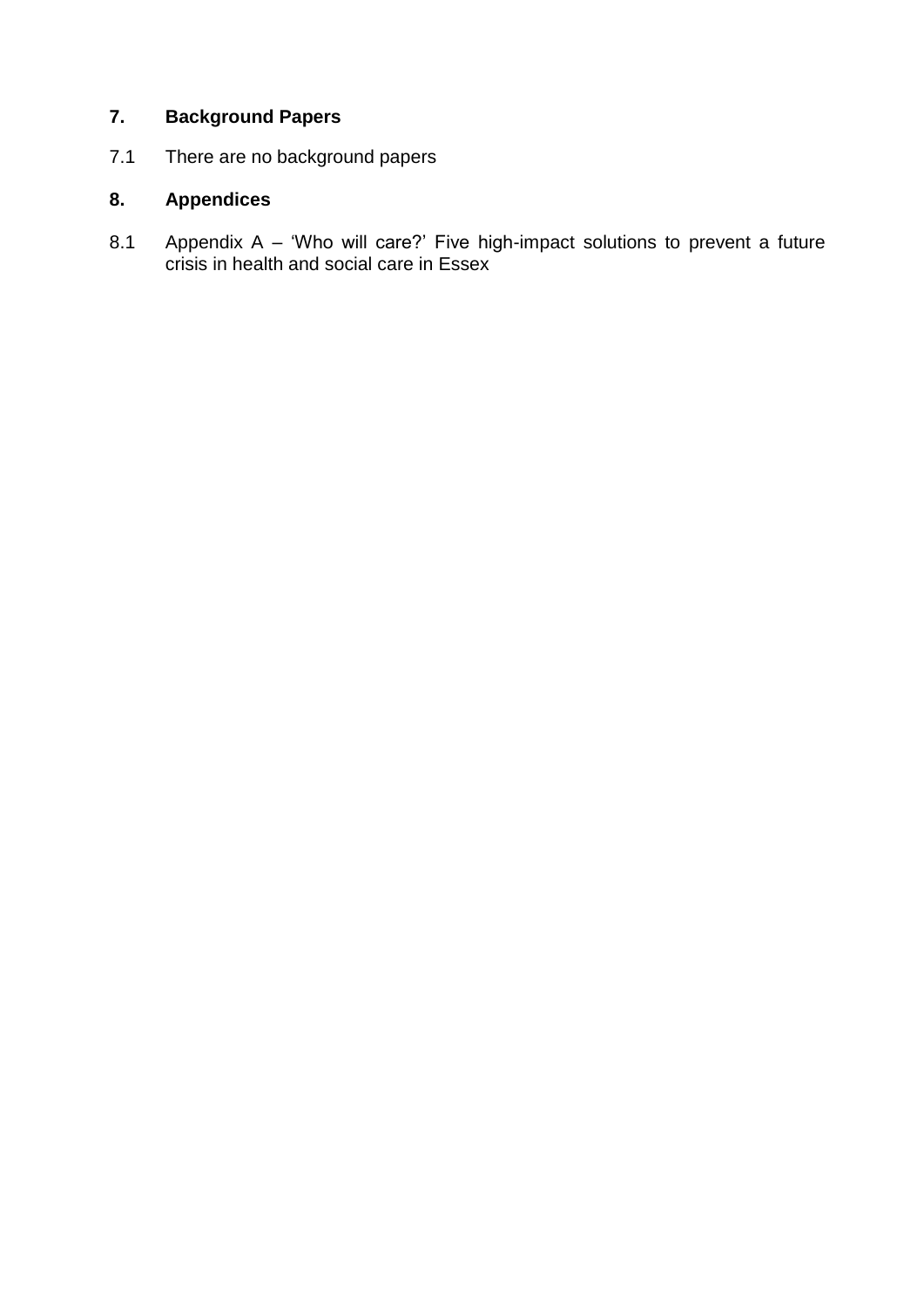## 7. Background Papers

7.1 There are no background papers

## 8. Appendices

8.1 Appendix A – 'Who will care?' Five high-impact solutions to prevent a future crisis in health and social care in Essex